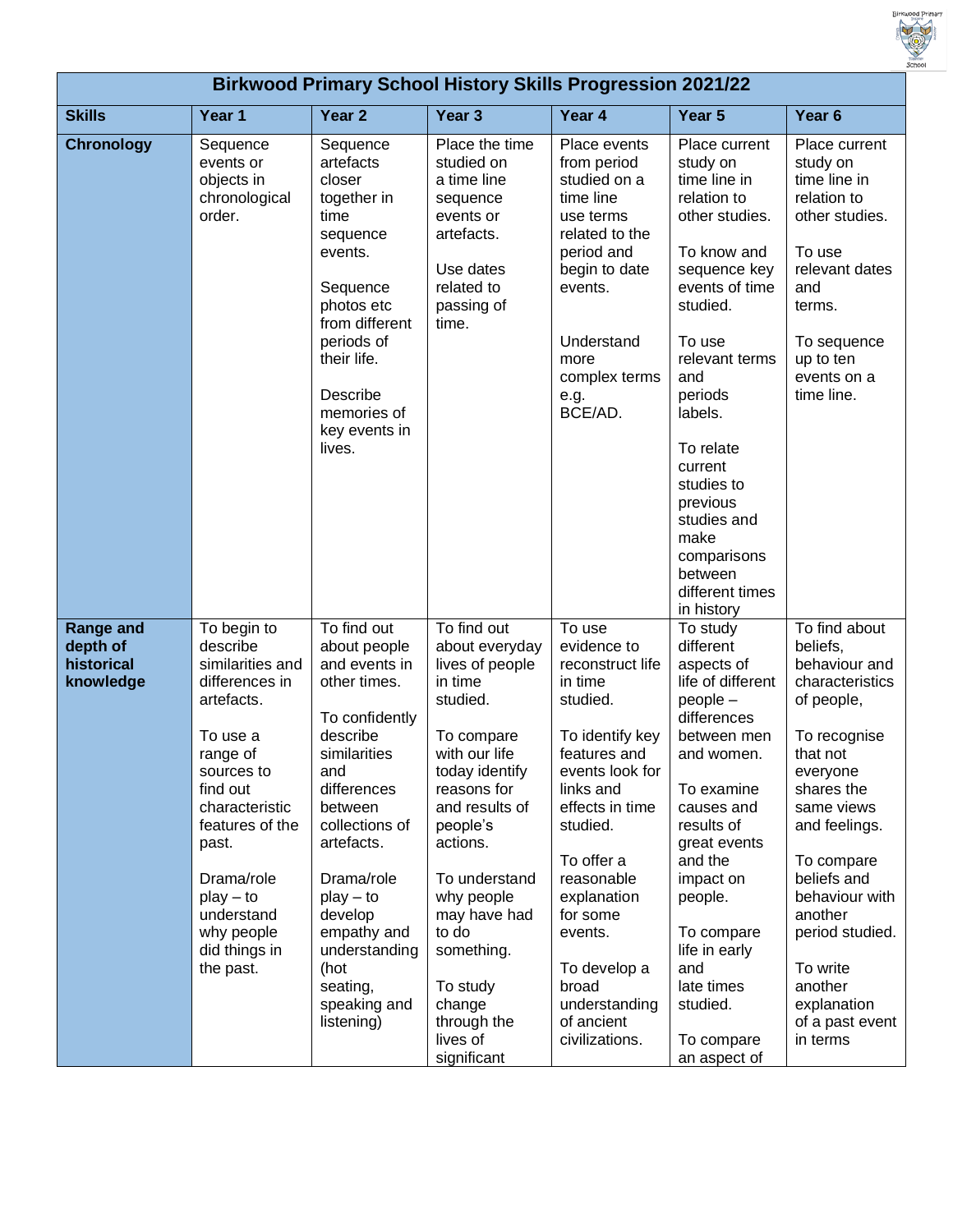| Birkwood Primary School History Skills Progression 2021/22 | | | | | | |
|---|---|---|---|---|---|---|
| **Skills** | **Year 1** | **Year 2** | **Year 3** | **Year 4** | **Year 5** | **Year 6** |
| **Chronology** | Sequence events or objects in chronological order. | Sequence artefacts closer together in time sequence events.<br><br>Sequence photos etc from different periods of their life.<br><br>Describe memories of key events in lives. | Place the time studied on a time line sequence events or artefacts.<br><br>Use dates related to passing of time. | Place events from period studied on a time line use terms related to the period and begin to date events.<br><br>Understand more complex terms e.g. BCE/AD. | Place current study on time line in relation to other studies.<br><br>To know and sequence key events of time studied.<br><br>To use relevant terms and periods labels.<br><br>To relate current studies to previous studies and make comparisons between different times in history | Place current study on time line in relation to other studies.<br><br>To use relevant dates and terms.<br><br>To sequence up to ten events on a time line. |
| **Range and depth of historical knowledge** | To begin to describe similarities and differences in artefacts.<br><br>To use a range of sources to find out characteristic features of the past.<br><br>Drama/role play – to understand why people did things in the past. | To find out about people and events in other times.<br><br>To confidently describe similarities and differences between collections of artefacts.<br><br>Drama/role play – to develop empathy and understanding (hot seating, speaking and listening) | To find out about everyday lives of people in time studied.<br><br>To compare with our life today identify reasons for and results of people's actions.<br><br>To understand why people may have had to do something.<br><br>To study change through the lives of significant | To use evidence to reconstruct life in time studied.<br><br>To identify key features and events look for links and effects in time studied.<br><br>To offer a reasonable explanation for some events.<br><br>To develop a broad understanding of ancient civilizations. | To study different aspects of life of different people – differences between men and women.<br><br>To examine causes and results of great events and the impact on people.<br><br>To compare life in early and late times studied.<br><br>To compare an aspect of | To find about beliefs, behaviour and characteristics of people,<br><br>To recognise that not everyone shares the same views and feelings.<br><br>To compare beliefs and behaviour with another period studied.<br><br>To write another explanation of a past event in terms |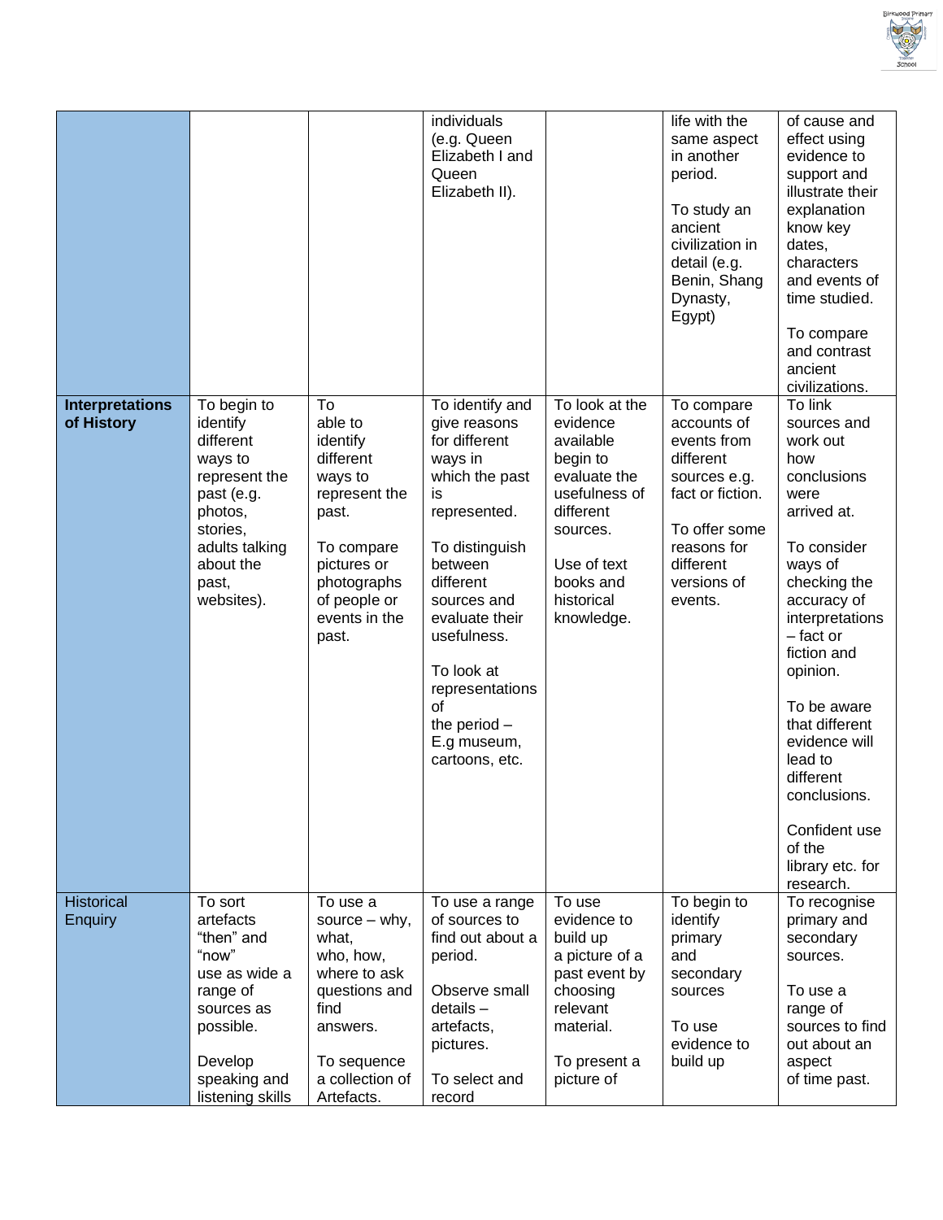| | | | | | | |
|---|---|---|---|---|---|---|
| | | | individuals (e.g. Queen Elizabeth I and Queen Elizabeth II). | | life with the same aspect in another period. To study an ancient civilization in detail (e.g. Benin, Shang Dynasty, Egypt) | of cause and effect using evidence to support and illustrate their explanation know key dates, characters and events of time studied. To compare and contrast ancient civilizations. |
| **Interpretations of History** | To begin to identify different ways to represent the past (e.g. photos, stories, adults talking about the past, websites). | To able to identify different ways to represent the past. To compare pictures or photographs of people or events in the past. | To identify and give reasons for different ways in which the past is represented. To distinguish between different sources and evaluate their usefulness. To look at representations of the period – E.g museum, cartoons, etc. | To look at the evidence available begin to evaluate the usefulness of different sources. Use of text books and historical knowledge. | To compare accounts of events from different sources e.g. fact or fiction. To offer some reasons for different versions of events. | To link sources and work out how conclusions were arrived at. To consider ways of checking the accuracy of interpretations – fact or fiction and opinion. To be aware that different evidence will lead to different conclusions. Confident use of the library etc. for research. |
| Historical Enquiry | To sort artefacts "then" and "now" use as wide a range of sources as possible. Develop speaking and listening skills | To use a source – why, what, who, how, where to ask questions and find answers. To sequence a collection of Artefacts. | To use a range of sources to find out about a period. Observe small details – artefacts, pictures. To select and record | To use evidence to build up a picture of a past event by choosing relevant material. To present a picture of | To begin to identify primary and secondary sources To use evidence to build up | To recognise primary and secondary sources. To use a range of sources to find out about an aspect of time past. |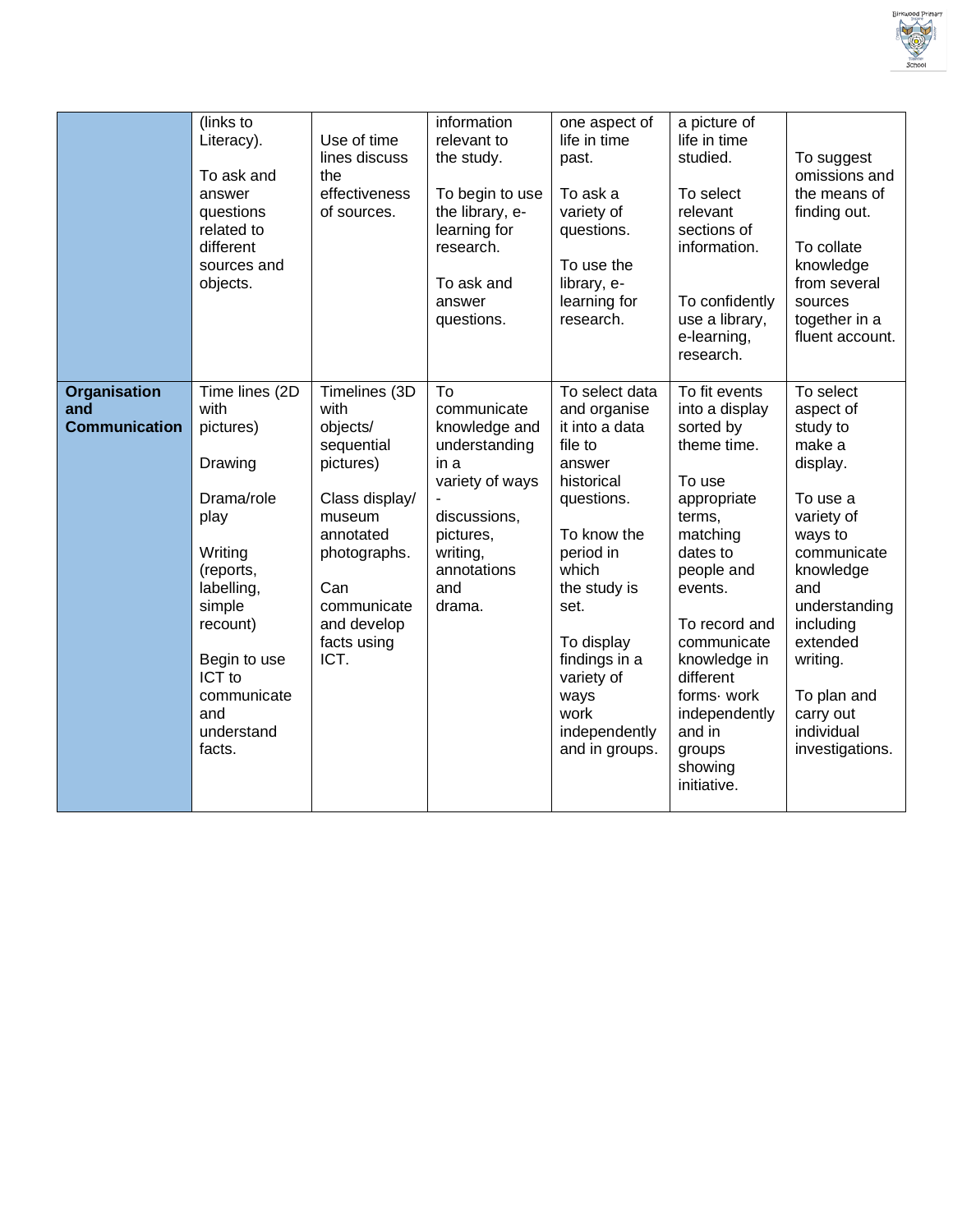| | | | | | | |
|---|---|---|---|---|---|---|
| | (links to Literacy). To ask and answer questions related to different sources and objects. | Use of time lines discuss the effectiveness of sources. | information relevant to the study. To begin to use the library, e-learning for research. To ask and answer questions. | one aspect of life in time past. To ask a variety of questions. To use the library, e-learning for research. | a picture of life in time studied. To select relevant sections of information. To confidently use a library, e-learning, research. | To suggest omissions and the means of finding out. To collate knowledge from several sources together in a fluent account. |
| **Organisation and Communication** | Time lines (2D with pictures) Drawing Drama/role play Writing (reports, labelling, simple recount) Begin to use ICT to communicate and understand facts. | Timelines (3D with objects/ sequential pictures) Class display/ museum annotated photographs. Can communicate and develop facts using ICT. | To communicate knowledge and understanding in a variety of ways - discussions, pictures, writing, annotations and drama. | To select data and organise it into a data file to answer historical questions. To know the period in which the study is set. To display findings in a variety of ways work independently and in groups. | To fit events into a display sorted by theme time. To use appropriate terms, matching dates to people and events. To record and communicate knowledge in different forms· work independently and in groups showing initiative. | To select aspect of study to make a display. To use a variety of ways to communicate knowledge and understanding including extended writing. To plan and carry out individual investigations. |